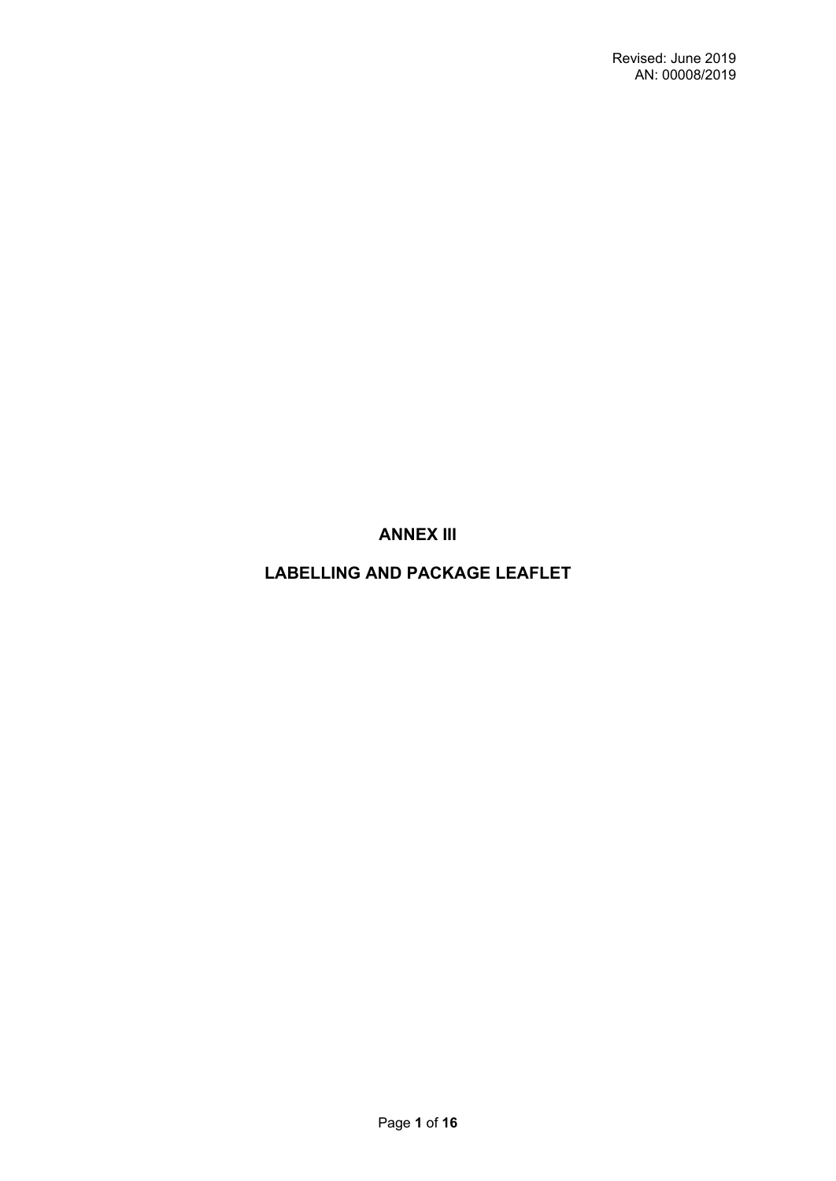Revised: June 2019
AN: 00008/2019

# ANNEX III

# LABELLING AND PACKAGE LEAFLET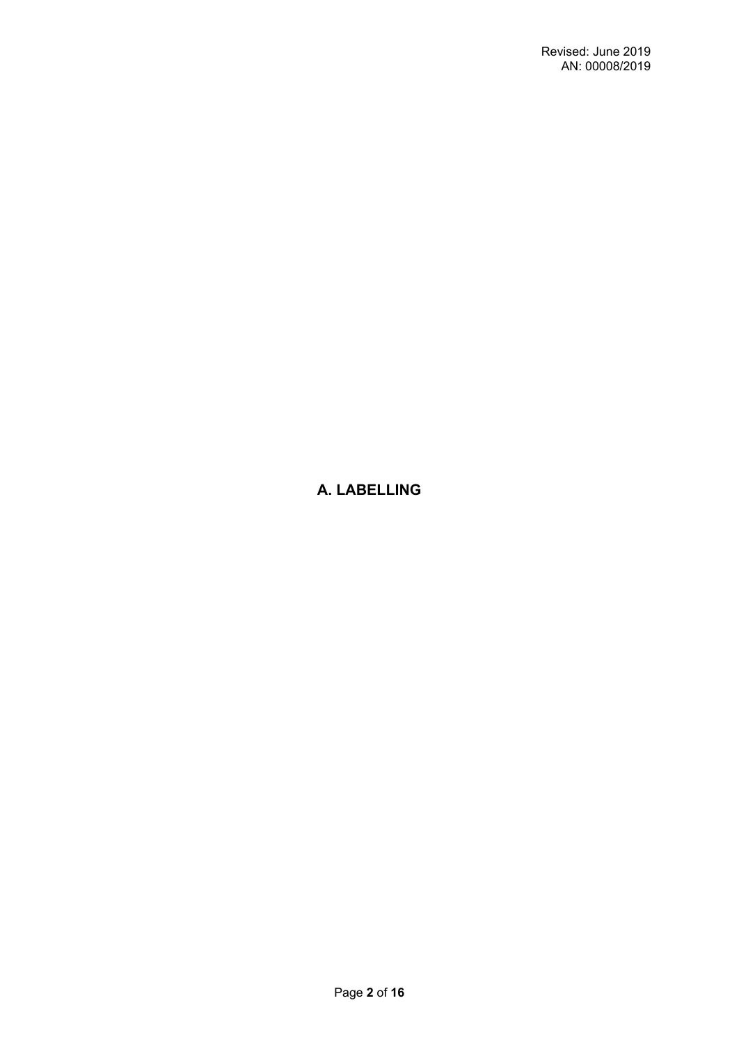# A. LABELLING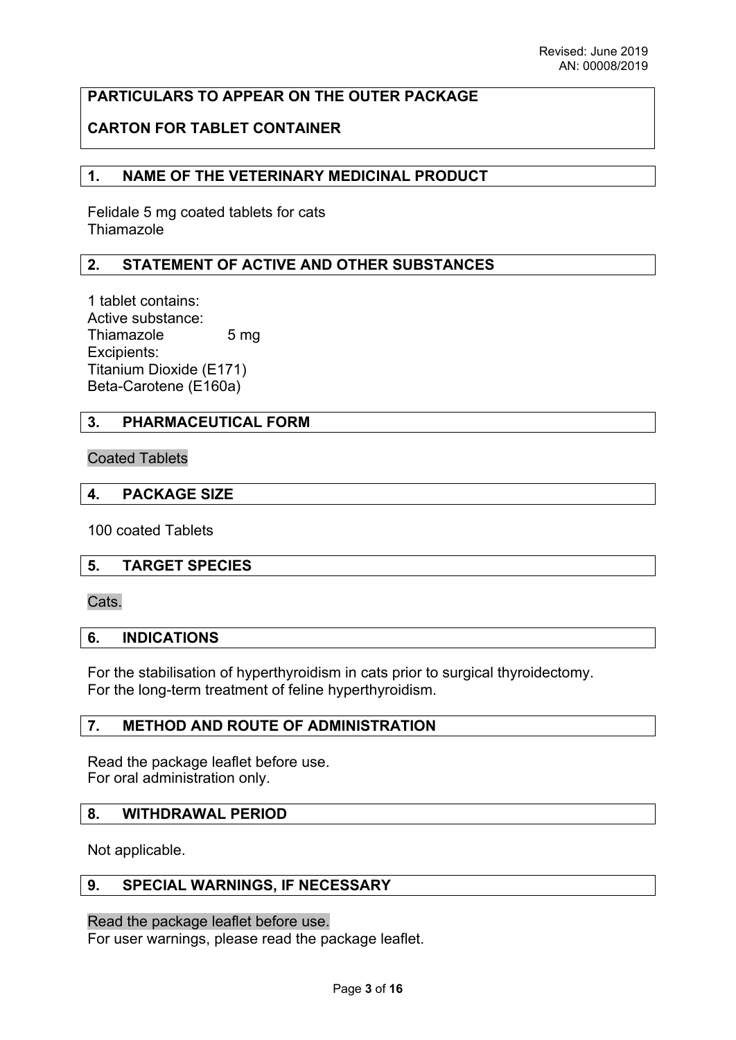Revised: June 2019
AN: 00008/2019

**PARTICULARS TO APPEAR ON THE OUTER PACKAGE**

**CARTON FOR TABLET CONTAINER**

## 1. NAME OF THE VETERINARY MEDICINAL PRODUCT

Felidale 5 mg coated tablets for cats
Thiamazole

## 2. STATEMENT OF ACTIVE AND OTHER SUBSTANCES

1 tablet contains:
Active substance:
Thiamazole 5 mg
Excipients:
Titanium Dioxide (E171)
Beta-Carotene (E160a)

## 3. PHARMACEUTICAL FORM

Coated Tablets

## 4. PACKAGE SIZE

100 coated Tablets

## 5. TARGET SPECIES

Cats.

## 6. INDICATIONS

For the stabilisation of hyperthyroidism in cats prior to surgical thyroidectomy.
For the long-term treatment of feline hyperthyroidism.

## 7. METHOD AND ROUTE OF ADMINISTRATION

Read the package leaflet before use.
For oral administration only.

## 8. WITHDRAWAL PERIOD

Not applicable.

## 9. SPECIAL WARNINGS, IF NECESSARY

Read the package leaflet before use.
For user warnings, please read the package leaflet.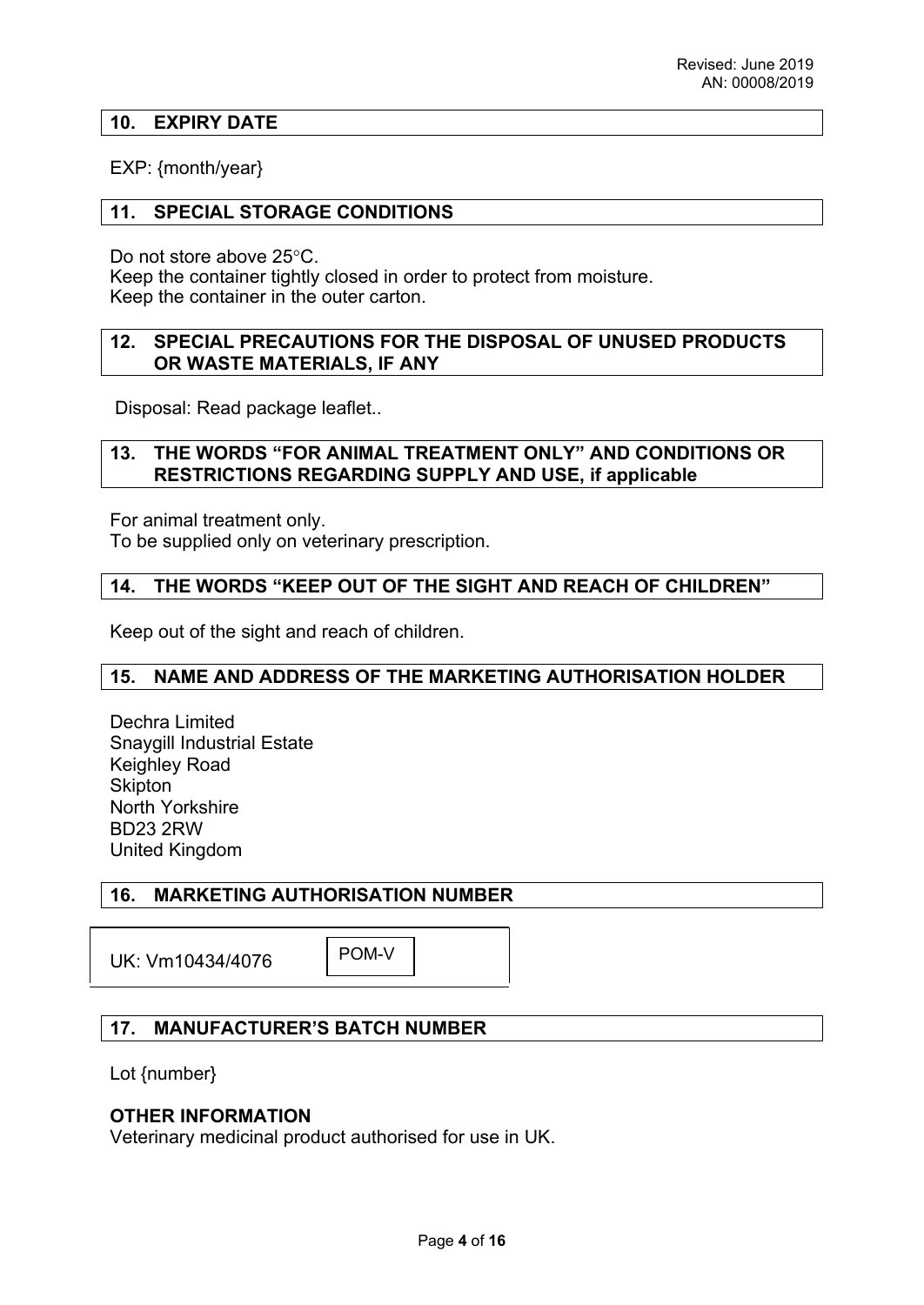## 10. EXPIRY DATE

EXP: {month/year}

## 11. SPECIAL STORAGE CONDITIONS

Do not store above 25°C.
Keep the container tightly closed in order to protect from moisture.
Keep the container in the outer carton.

## 12. SPECIAL PRECAUTIONS FOR THE DISPOSAL OF UNUSED PRODUCTS OR WASTE MATERIALS, IF ANY

Disposal: Read package leaflet..

## 13. THE WORDS "FOR ANIMAL TREATMENT ONLY" AND CONDITIONS OR RESTRICTIONS REGARDING SUPPLY AND USE, if applicable

For animal treatment only.
To be supplied only on veterinary prescription.

## 14. THE WORDS "KEEP OUT OF THE SIGHT AND REACH OF CHILDREN"

Keep out of the sight and reach of children.

## 15. NAME AND ADDRESS OF THE MARKETING AUTHORISATION HOLDER

Dechra Limited
Snaygill Industrial Estate
Keighley Road
Skipton
North Yorkshire
BD23 2RW
United Kingdom

## 16. MARKETING AUTHORISATION NUMBER

UK: Vm10434/4076 POM-V

## 17. MANUFACTURER'S BATCH NUMBER

Lot {number}

**OTHER INFORMATION**
Veterinary medicinal product authorised for use in UK.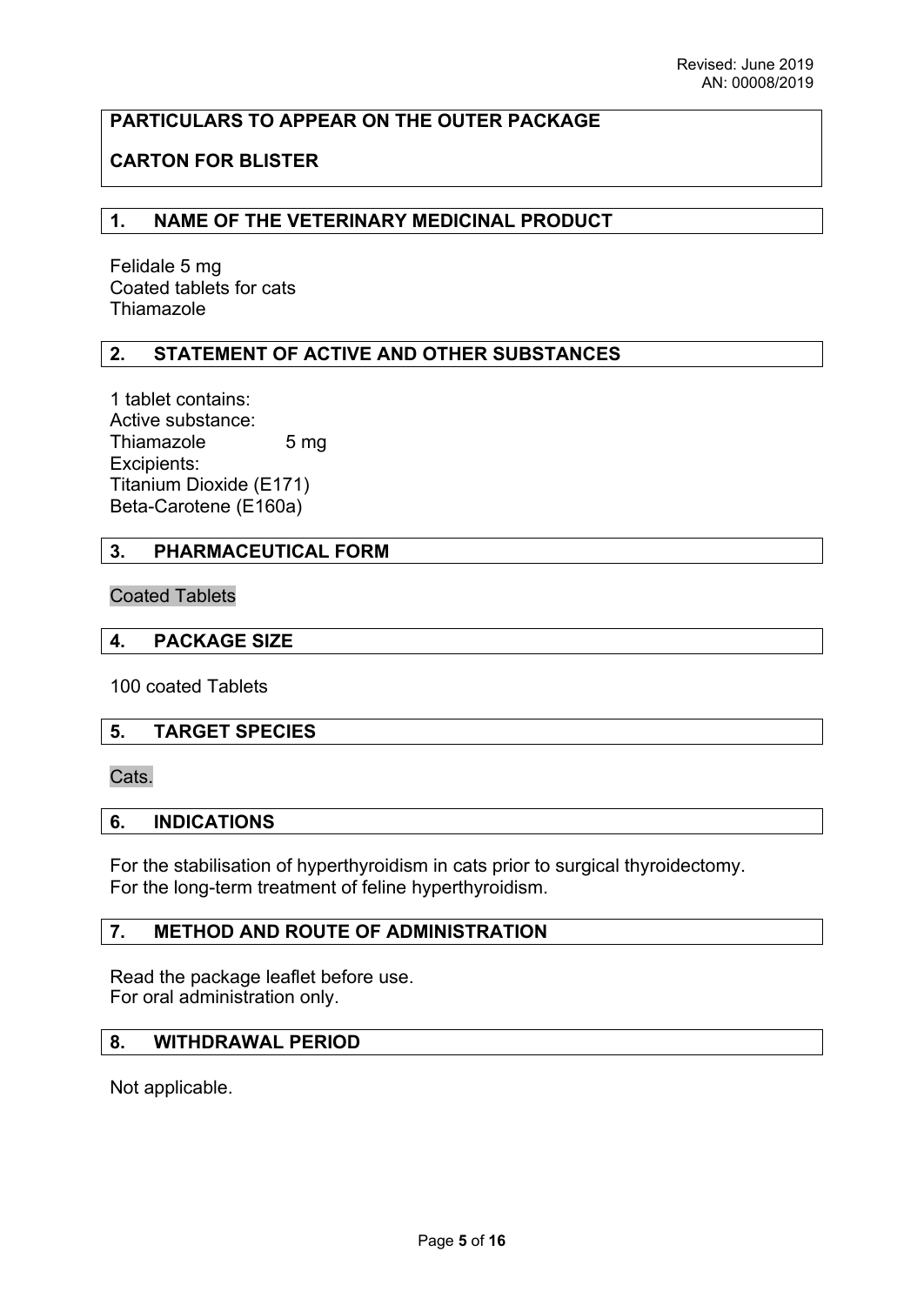Revised: June 2019
AN: 00008/2019

**PARTICULARS TO APPEAR ON THE OUTER PACKAGE**

**CARTON FOR BLISTER**

## 1. NAME OF THE VETERINARY MEDICINAL PRODUCT

Felidale 5 mg
Coated tablets for cats
Thiamazole

## 2. STATEMENT OF ACTIVE AND OTHER SUBSTANCES

1 tablet contains:
Active substance:
Thiamazole 5 mg
Excipients:
Titanium Dioxide (E171)
Beta-Carotene (E160a)

## 3. PHARMACEUTICAL FORM

Coated Tablets

## 4. PACKAGE SIZE

100 coated Tablets

## 5. TARGET SPECIES

Cats.

## 6. INDICATIONS

For the stabilisation of hyperthyroidism in cats prior to surgical thyroidectomy.
For the long-term treatment of feline hyperthyroidism.

## 7. METHOD AND ROUTE OF ADMINISTRATION

Read the package leaflet before use.
For oral administration only.

## 8. WITHDRAWAL PERIOD

Not applicable.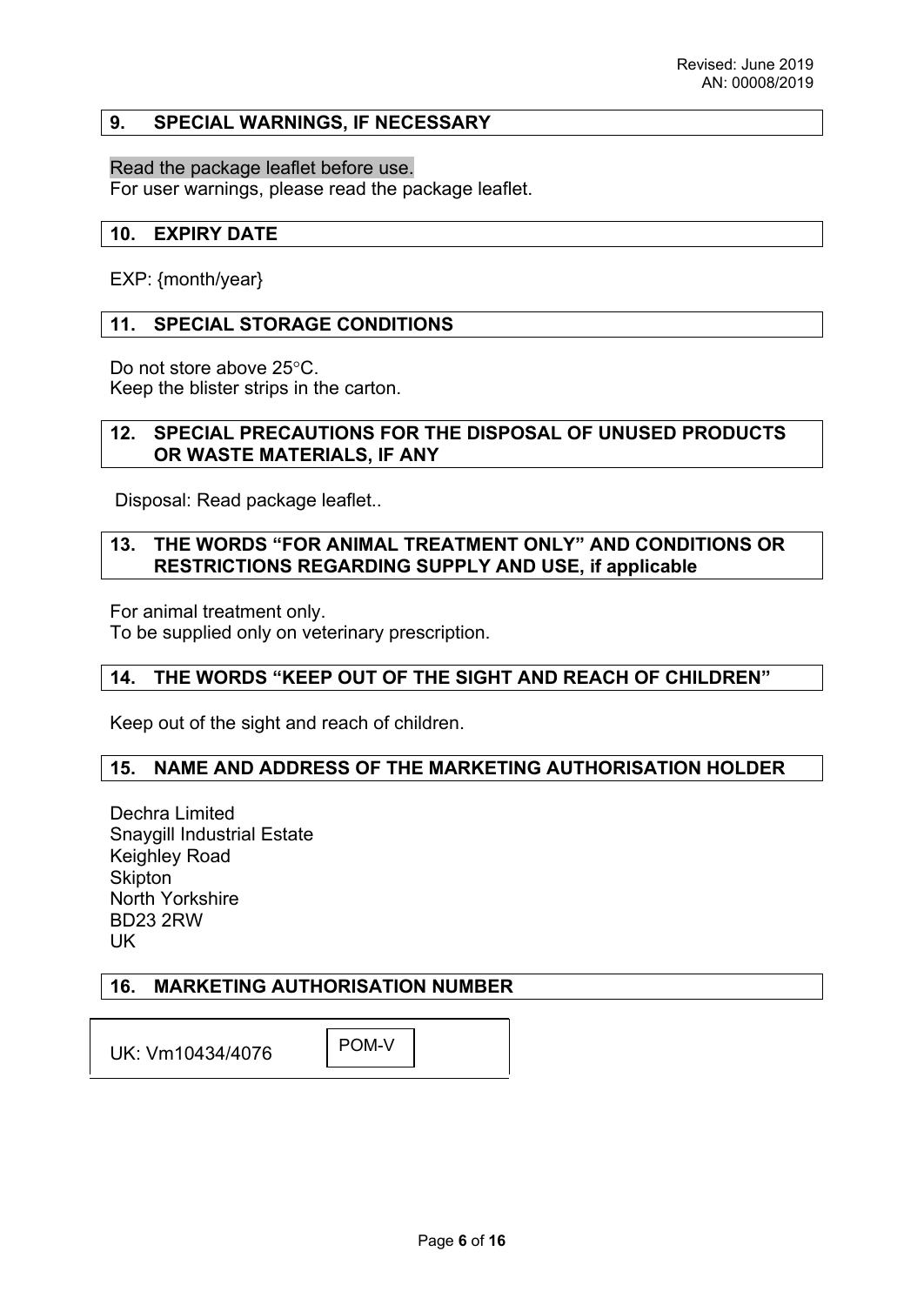## 9. SPECIAL WARNINGS, IF NECESSARY

Read the package leaflet before use.
For user warnings, please read the package leaflet.

## 10. EXPIRY DATE

EXP: {month/year}

## 11. SPECIAL STORAGE CONDITIONS

Do not store above 25°C.
Keep the blister strips in the carton.

## 12. SPECIAL PRECAUTIONS FOR THE DISPOSAL OF UNUSED PRODUCTS OR WASTE MATERIALS, IF ANY

Disposal: Read package leaflet..

## 13. THE WORDS "FOR ANIMAL TREATMENT ONLY" AND CONDITIONS OR RESTRICTIONS REGARDING SUPPLY AND USE, if applicable

For animal treatment only.
To be supplied only on veterinary prescription.

## 14. THE WORDS "KEEP OUT OF THE SIGHT AND REACH OF CHILDREN"

Keep out of the sight and reach of children.

## 15. NAME AND ADDRESS OF THE MARKETING AUTHORISATION HOLDER

Dechra Limited
Snaygill Industrial Estate
Keighley Road
Skipton
North Yorkshire
BD23 2RW
UK

## 16. MARKETING AUTHORISATION NUMBER

UK: Vm10434/4076 POM-V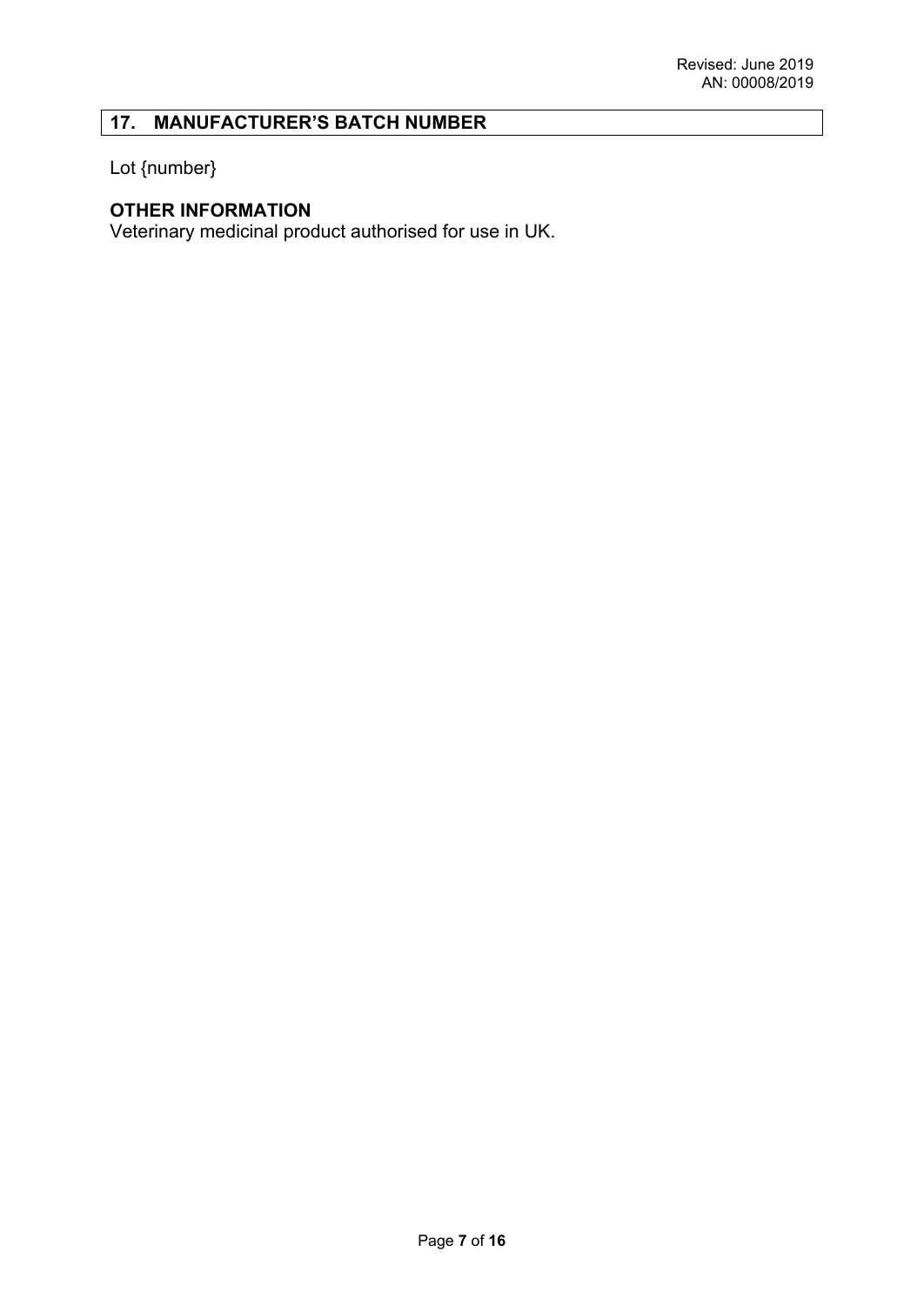## 17. MANUFACTURER'S BATCH NUMBER

Lot {number}

**OTHER INFORMATION**

Veterinary medicinal product authorised for use in UK.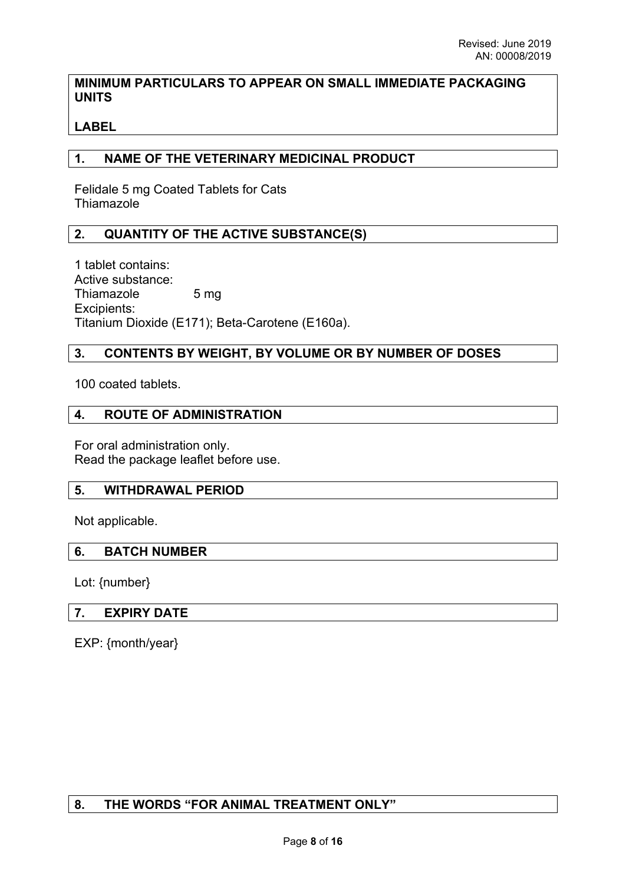Revised: June 2019
AN: 00008/2019

**MINIMUM PARTICULARS TO APPEAR ON SMALL IMMEDIATE PACKAGING UNITS**

**LABEL**

## 1. NAME OF THE VETERINARY MEDICINAL PRODUCT

Felidale 5 mg Coated Tablets for Cats
Thiamazole

## 2. QUANTITY OF THE ACTIVE SUBSTANCE(S)

1 tablet contains:
Active substance:
Thiamazole 5 mg
Excipients:
Titanium Dioxide (E171); Beta-Carotene (E160a).

## 3. CONTENTS BY WEIGHT, BY VOLUME OR BY NUMBER OF DOSES

100 coated tablets.

## 4. ROUTE OF ADMINISTRATION

For oral administration only.
Read the package leaflet before use.

## 5. WITHDRAWAL PERIOD

Not applicable.

## 6. BATCH NUMBER

Lot: {number}

## 7. EXPIRY DATE

EXP: {month/year}

## 8. THE WORDS "FOR ANIMAL TREATMENT ONLY"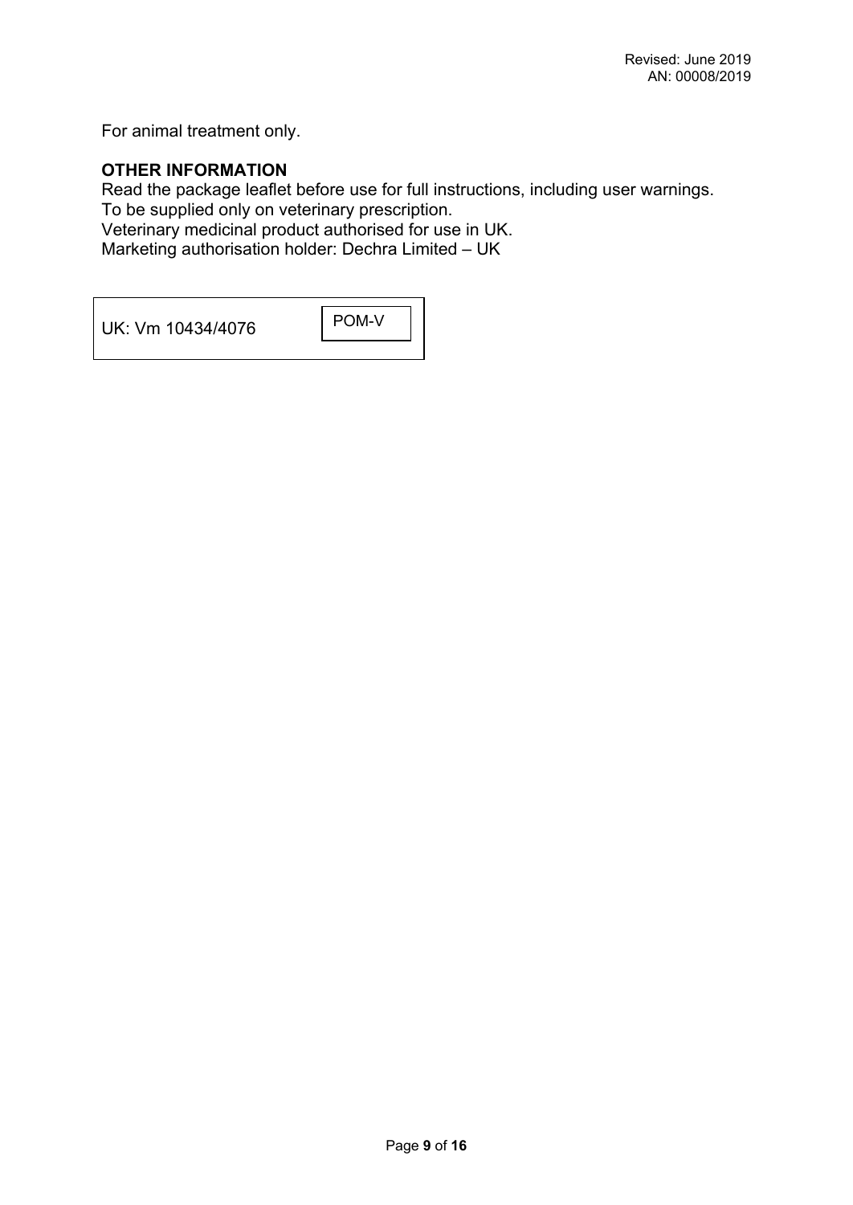For animal treatment only.

**OTHER INFORMATION**

Read the package leaflet before use for full instructions, including user warnings.
To be supplied only on veterinary prescription.
Veterinary medicinal product authorised for use in UK.
Marketing authorisation holder: Dechra Limited – UK

| UK: Vm 10434/4076 | POM-V |
|---|---|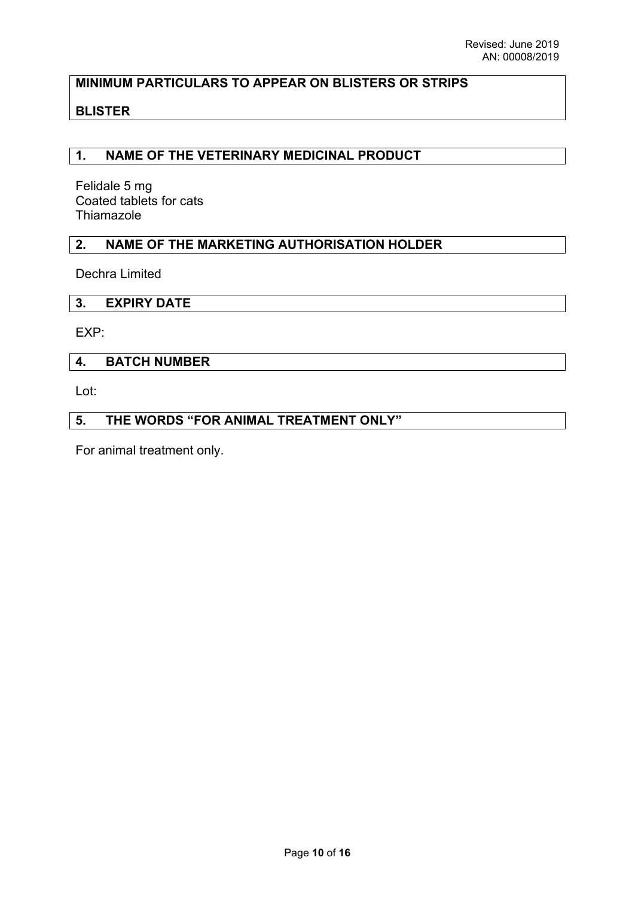## MINIMUM PARTICULARS TO APPEAR ON BLISTERS OR STRIPS

## BLISTER

### 1. NAME OF THE VETERINARY MEDICINAL PRODUCT

Felidale 5 mg
Coated tablets for cats
Thiamazole

### 2. NAME OF THE MARKETING AUTHORISATION HOLDER

Dechra Limited

### 3. EXPIRY DATE

EXP:

### 4. BATCH NUMBER

Lot:

### 5. THE WORDS "FOR ANIMAL TREATMENT ONLY"

For animal treatment only.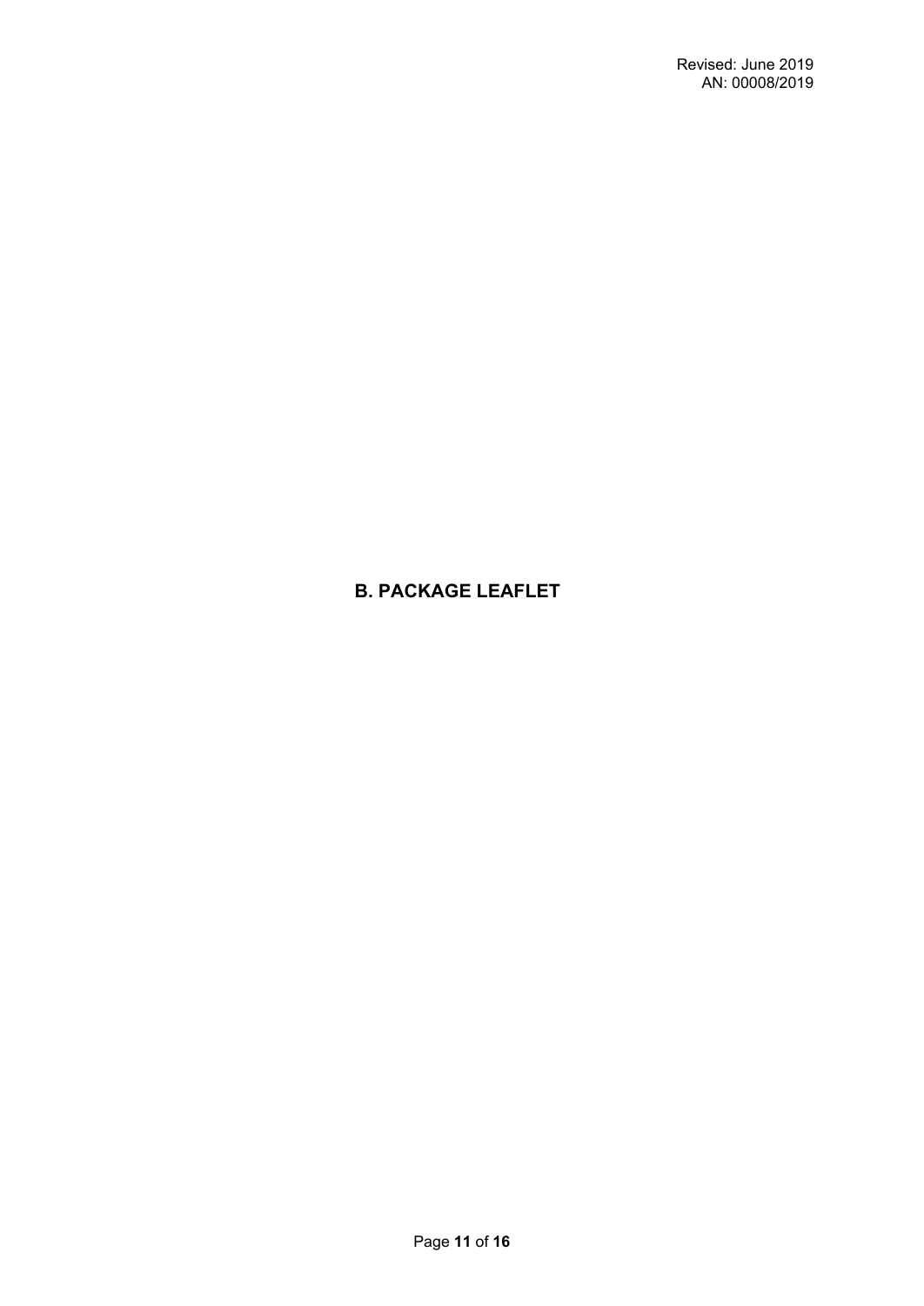# B. PACKAGE LEAFLET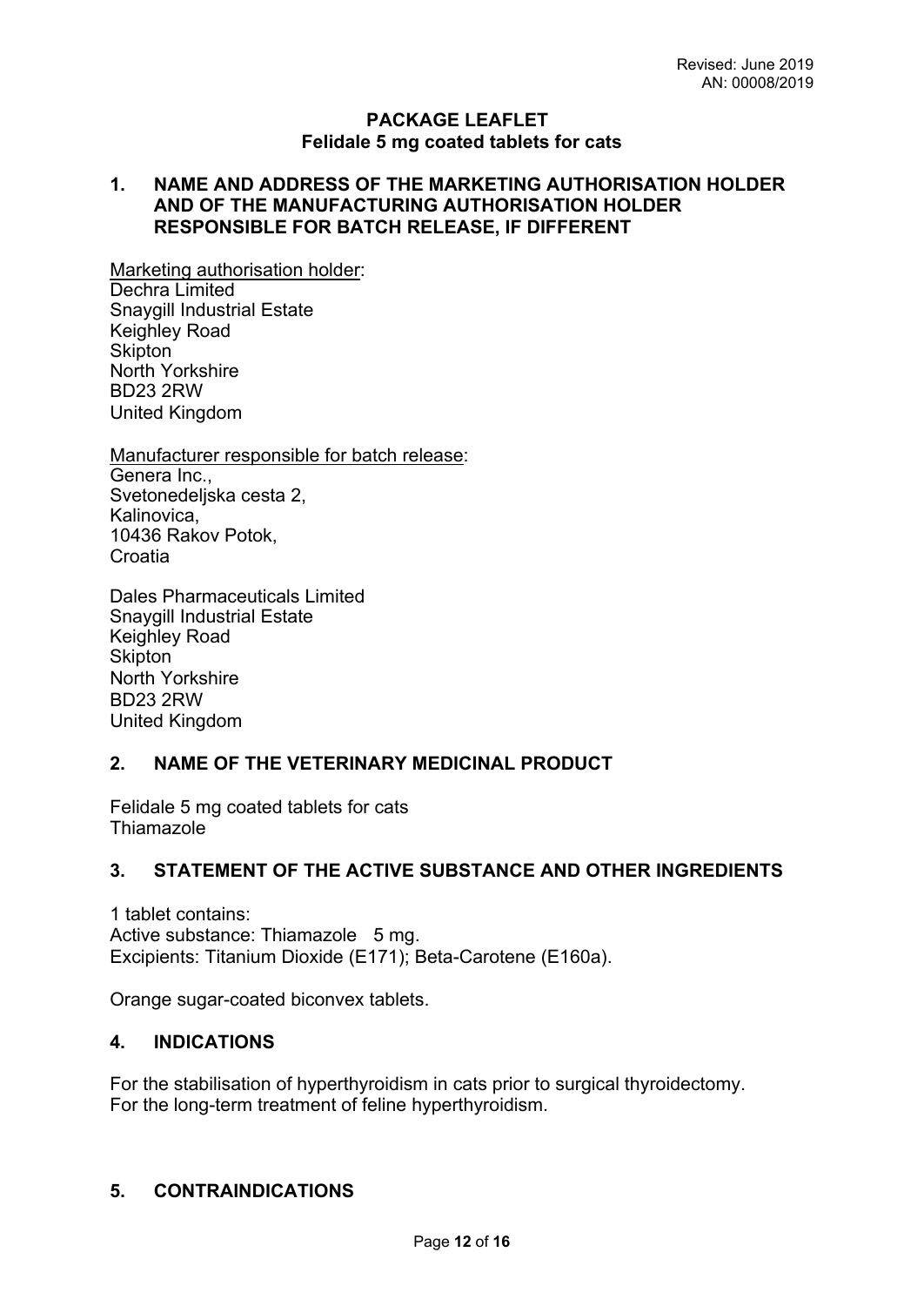Revised: June 2019
AN: 00008/2019

**PACKAGE LEAFLET**
**Felidale 5 mg coated tablets for cats**

## 1. NAME AND ADDRESS OF THE MARKETING AUTHORISATION HOLDER AND OF THE MANUFACTURING AUTHORISATION HOLDER RESPONSIBLE FOR BATCH RELEASE, IF DIFFERENT

Marketing authorisation holder:
Dechra Limited
Snaygill Industrial Estate
Keighley Road
Skipton
North Yorkshire
BD23 2RW
United Kingdom

Manufacturer responsible for batch release:
Genera Inc.,
Svetonedeljska cesta 2,
Kalinovica,
10436 Rakov Potok,
Croatia

Dales Pharmaceuticals Limited
Snaygill Industrial Estate
Keighley Road
Skipton
North Yorkshire
BD23 2RW
United Kingdom

## 2. NAME OF THE VETERINARY MEDICINAL PRODUCT

Felidale 5 mg coated tablets for cats
Thiamazole

## 3. STATEMENT OF THE ACTIVE SUBSTANCE AND OTHER INGREDIENTS

1 tablet contains:
Active substance: Thiamazole 5 mg.
Excipients: Titanium Dioxide (E171); Beta-Carotene (E160a).

Orange sugar-coated biconvex tablets.

## 4. INDICATIONS

For the stabilisation of hyperthyroidism in cats prior to surgical thyroidectomy.
For the long-term treatment of feline hyperthyroidism.

## 5. CONTRAINDICATIONS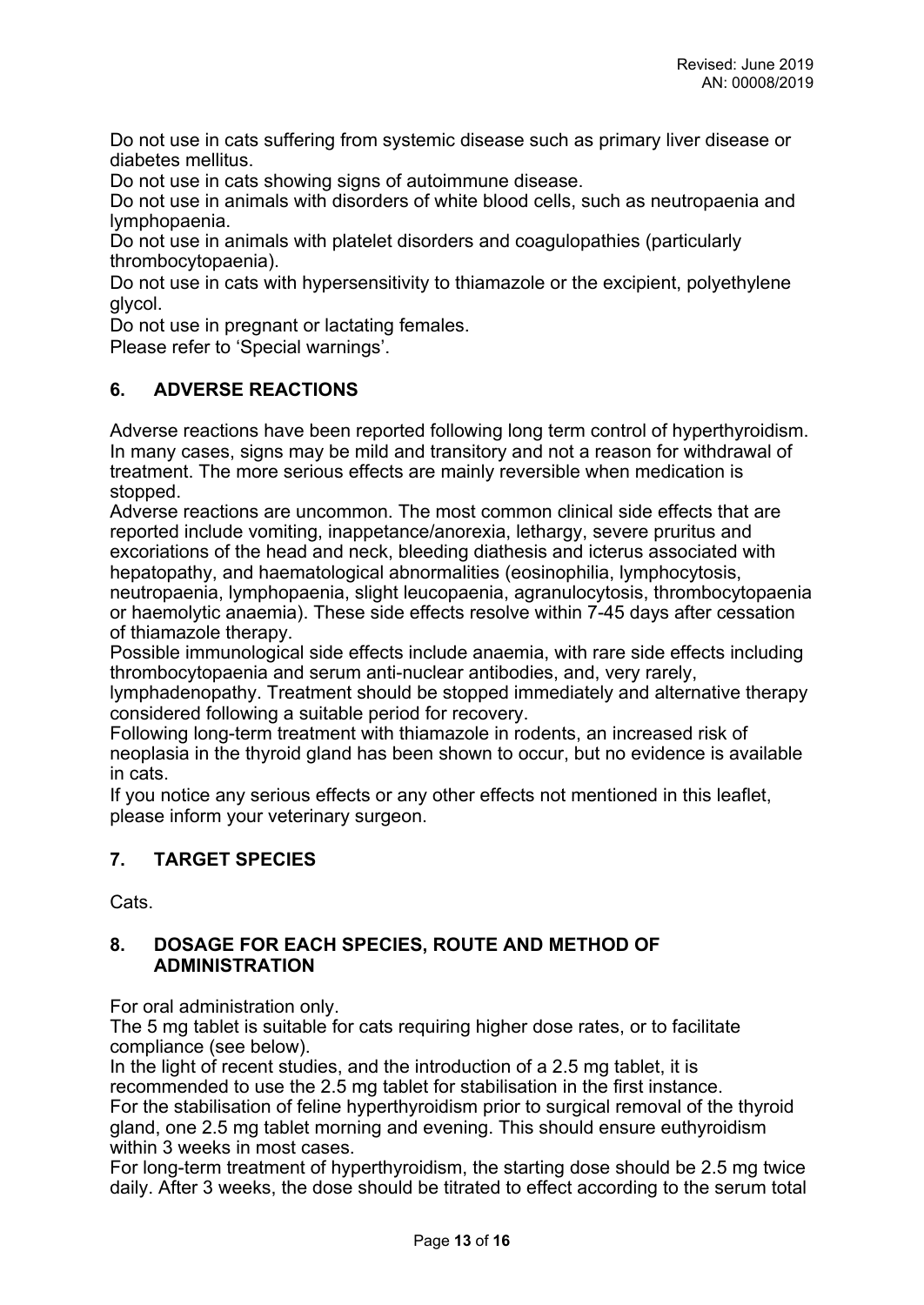Do not use in cats suffering from systemic disease such as primary liver disease or diabetes mellitus.

Do not use in cats showing signs of autoimmune disease.

Do not use in animals with disorders of white blood cells, such as neutropaenia and lymphopaenia.

Do not use in animals with platelet disorders and coagulopathies (particularly thrombocytopaenia).

Do not use in cats with hypersensitivity to thiamazole or the excipient, polyethylene glycol.

Do not use in pregnant or lactating females.

Please refer to 'Special warnings'.

## 6. ADVERSE REACTIONS

Adverse reactions have been reported following long term control of hyperthyroidism. In many cases, signs may be mild and transitory and not a reason for withdrawal of treatment. The more serious effects are mainly reversible when medication is stopped.

Adverse reactions are uncommon. The most common clinical side effects that are reported include vomiting, inappetance/anorexia, lethargy, severe pruritus and excoriations of the head and neck, bleeding diathesis and icterus associated with hepatopathy, and haematological abnormalities (eosinophilia, lymphocytosis, neutropaenia, lymphopaenia, slight leucopaenia, agranulocytosis, thrombocytopaenia or haemolytic anaemia). These side effects resolve within 7-45 days after cessation of thiamazole therapy.

Possible immunological side effects include anaemia, with rare side effects including thrombocytopaenia and serum anti-nuclear antibodies, and, very rarely, lymphadenopathy. Treatment should be stopped immediately and alternative therapy considered following a suitable period for recovery.

Following long-term treatment with thiamazole in rodents, an increased risk of neoplasia in the thyroid gland has been shown to occur, but no evidence is available in cats.

If you notice any serious effects or any other effects not mentioned in this leaflet, please inform your veterinary surgeon.

## 7. TARGET SPECIES

Cats.

## 8. DOSAGE FOR EACH SPECIES, ROUTE AND METHOD OF ADMINISTRATION

For oral administration only.

The 5 mg tablet is suitable for cats requiring higher dose rates, or to facilitate compliance (see below).

In the light of recent studies, and the introduction of a 2.5 mg tablet, it is recommended to use the 2.5 mg tablet for stabilisation in the first instance.

For the stabilisation of feline hyperthyroidism prior to surgical removal of the thyroid gland, one 2.5 mg tablet morning and evening. This should ensure euthyroidism within 3 weeks in most cases.

For long-term treatment of hyperthyroidism, the starting dose should be 2.5 mg twice daily. After 3 weeks, the dose should be titrated to effect according to the serum total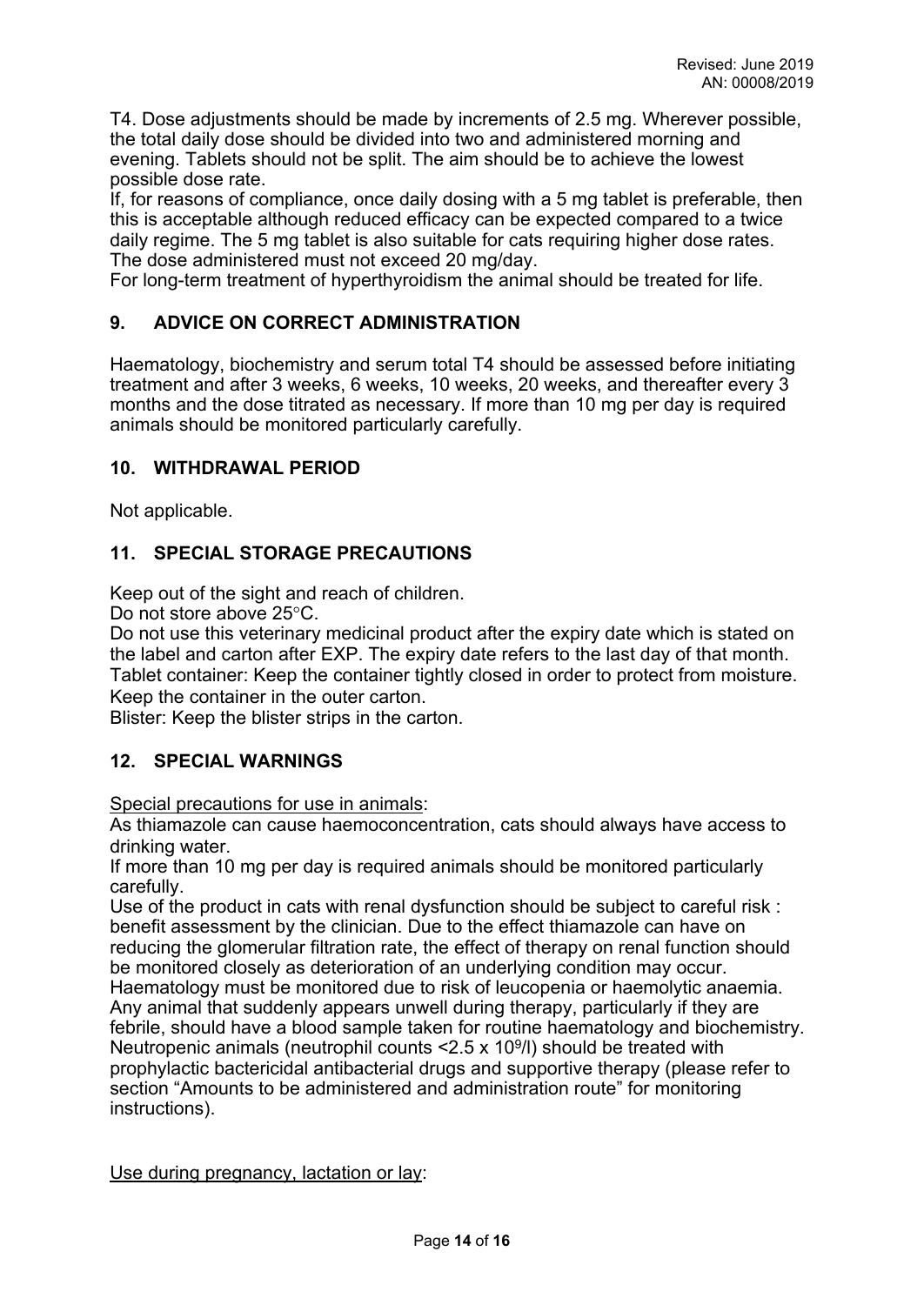T4. Dose adjustments should be made by increments of 2.5 mg. Wherever possible, the total daily dose should be divided into two and administered morning and evening. Tablets should not be split. The aim should be to achieve the lowest possible dose rate.
If, for reasons of compliance, once daily dosing with a 5 mg tablet is preferable, then this is acceptable although reduced efficacy can be expected compared to a twice daily regime. The 5 mg tablet is also suitable for cats requiring higher dose rates.
The dose administered must not exceed 20 mg/day.
For long-term treatment of hyperthyroidism the animal should be treated for life.

## 9. ADVICE ON CORRECT ADMINISTRATION

Haematology, biochemistry and serum total T4 should be assessed before initiating treatment and after 3 weeks, 6 weeks, 10 weeks, 20 weeks, and thereafter every 3 months and the dose titrated as necessary. If more than 10 mg per day is required animals should be monitored particularly carefully.

## 10. WITHDRAWAL PERIOD

Not applicable.

## 11. SPECIAL STORAGE PRECAUTIONS

Keep out of the sight and reach of children.
Do not store above 25°C.
Do not use this veterinary medicinal product after the expiry date which is stated on the label and carton after EXP. The expiry date refers to the last day of that month.
Tablet container: Keep the container tightly closed in order to protect from moisture.
Keep the container in the outer carton.
Blister: Keep the blister strips in the carton.

## 12. SPECIAL WARNINGS

Special precautions for use in animals:
As thiamazole can cause haemoconcentration, cats should always have access to drinking water.
If more than 10 mg per day is required animals should be monitored particularly carefully.
Use of the product in cats with renal dysfunction should be subject to careful risk : benefit assessment by the clinician. Due to the effect thiamazole can have on reducing the glomerular filtration rate, the effect of therapy on renal function should be monitored closely as deterioration of an underlying condition may occur.
Haematology must be monitored due to risk of leucopenia or haemolytic anaemia.
Any animal that suddenly appears unwell during therapy, particularly if they are febrile, should have a blood sample taken for routine haematology and biochemistry.
Neutropenic animals (neutrophil counts $<2.5 \times 10^9$/l) should be treated with prophylactic bactericidal antibacterial drugs and supportive therapy (please refer to section "Amounts to be administered and administration route" for monitoring instructions).

Use during pregnancy, lactation or lay: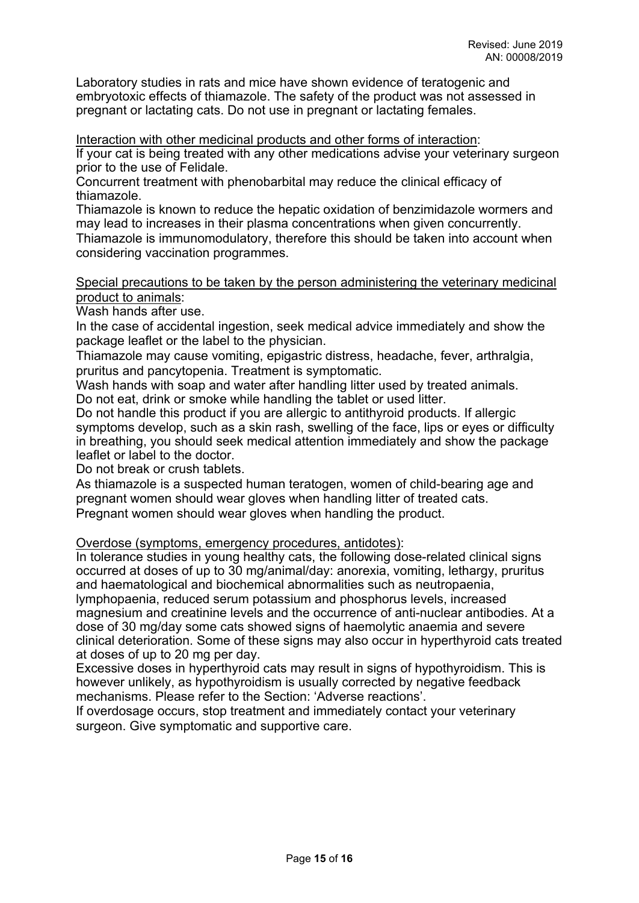Laboratory studies in rats and mice have shown evidence of teratogenic and embryotoxic effects of thiamazole. The safety of the product was not assessed in pregnant or lactating cats. Do not use in pregnant or lactating females.

Interaction with other medicinal products and other forms of interaction:

If your cat is being treated with any other medications advise your veterinary surgeon prior to the use of Felidale.

Concurrent treatment with phenobarbital may reduce the clinical efficacy of thiamazole.

Thiamazole is known to reduce the hepatic oxidation of benzimidazole wormers and may lead to increases in their plasma concentrations when given concurrently.

Thiamazole is immunomodulatory, therefore this should be taken into account when considering vaccination programmes.

Special precautions to be taken by the person administering the veterinary medicinal product to animals:

Wash hands after use.

In the case of accidental ingestion, seek medical advice immediately and show the package leaflet or the label to the physician.

Thiamazole may cause vomiting, epigastric distress, headache, fever, arthralgia, pruritus and pancytopenia. Treatment is symptomatic.

Wash hands with soap and water after handling litter used by treated animals.

Do not eat, drink or smoke while handling the tablet or used litter.

Do not handle this product if you are allergic to antithyroid products. If allergic symptoms develop, such as a skin rash, swelling of the face, lips or eyes or difficulty in breathing, you should seek medical attention immediately and show the package leaflet or label to the doctor.

Do not break or crush tablets.

As thiamazole is a suspected human teratogen, women of child-bearing age and pregnant women should wear gloves when handling litter of treated cats.

Pregnant women should wear gloves when handling the product.

Overdose (symptoms, emergency procedures, antidotes):

In tolerance studies in young healthy cats, the following dose-related clinical signs occurred at doses of up to 30 mg/animal/day: anorexia, vomiting, lethargy, pruritus and haematological and biochemical abnormalities such as neutropaenia, lymphopaenia, reduced serum potassium and phosphorus levels, increased magnesium and creatinine levels and the occurrence of anti-nuclear antibodies. At a dose of 30 mg/day some cats showed signs of haemolytic anaemia and severe clinical deterioration. Some of these signs may also occur in hyperthyroid cats treated at doses of up to 20 mg per day.

Excessive doses in hyperthyroid cats may result in signs of hypothyroidism. This is however unlikely, as hypothyroidism is usually corrected by negative feedback mechanisms. Please refer to the Section: 'Adverse reactions'.

If overdosage occurs, stop treatment and immediately contact your veterinary surgeon. Give symptomatic and supportive care.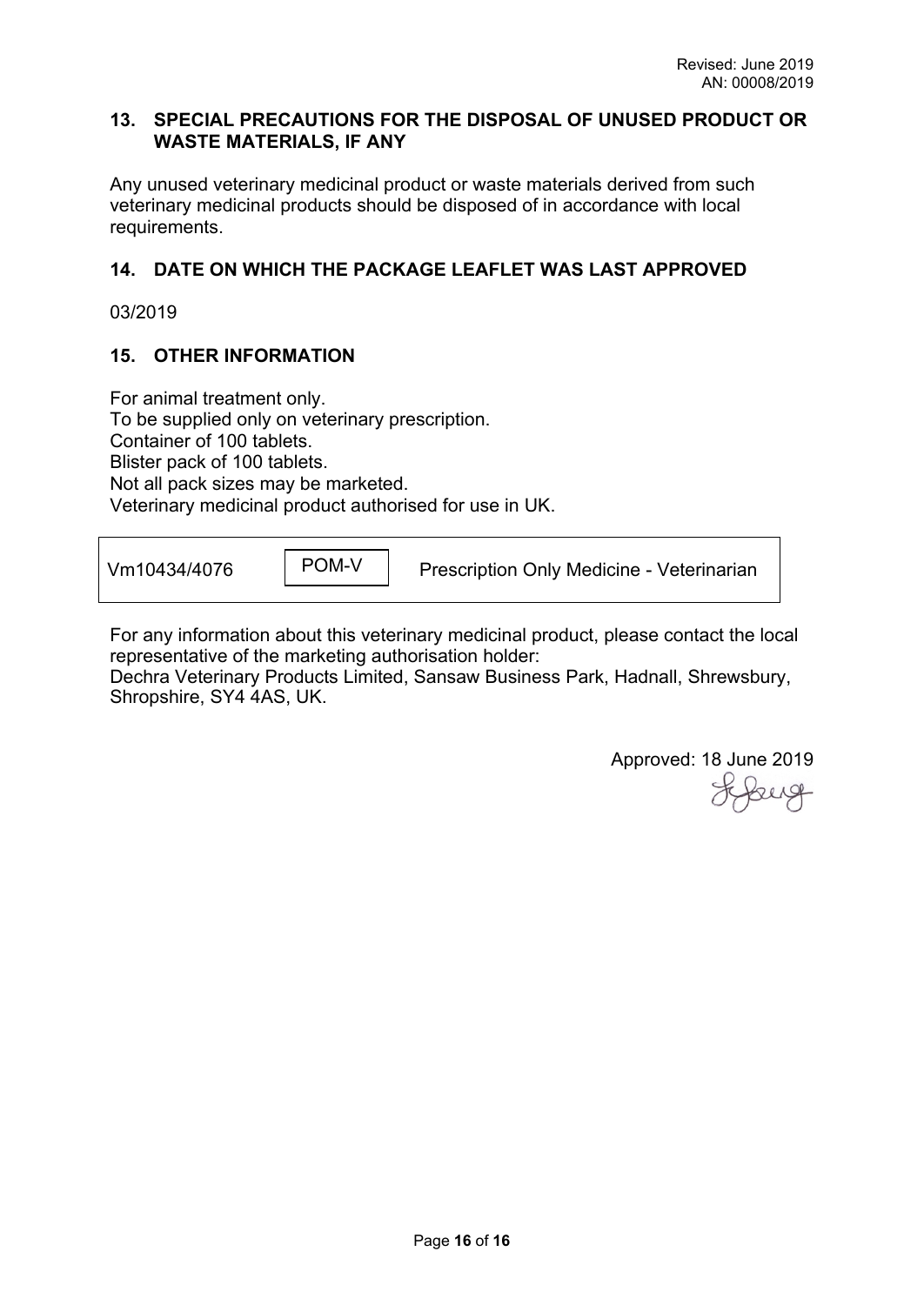Revised: June 2019
AN: 00008/2019

## 13. SPECIAL PRECAUTIONS FOR THE DISPOSAL OF UNUSED PRODUCT OR WASTE MATERIALS, IF ANY

Any unused veterinary medicinal product or waste materials derived from such veterinary medicinal products should be disposed of in accordance with local requirements.

## 14. DATE ON WHICH THE PACKAGE LEAFLET WAS LAST APPROVED

03/2019

## 15. OTHER INFORMATION

For animal treatment only.
To be supplied only on veterinary prescription.
Container of 100 tablets.
Blister pack of 100 tablets.
Not all pack sizes may be marketed.
Veterinary medicinal product authorised for use in UK.

| | | |
|---|---|---|
| Vm10434/4076 | POM-V | Prescription Only Medicine - Veterinarian |

For any information about this veterinary medicinal product, please contact the local representative of the marketing authorisation holder:
Dechra Veterinary Products Limited, Sansaw Business Park, Hadnall, Shrewsbury, Shropshire, SY4 4AS, UK.

Approved: 18 June 2019